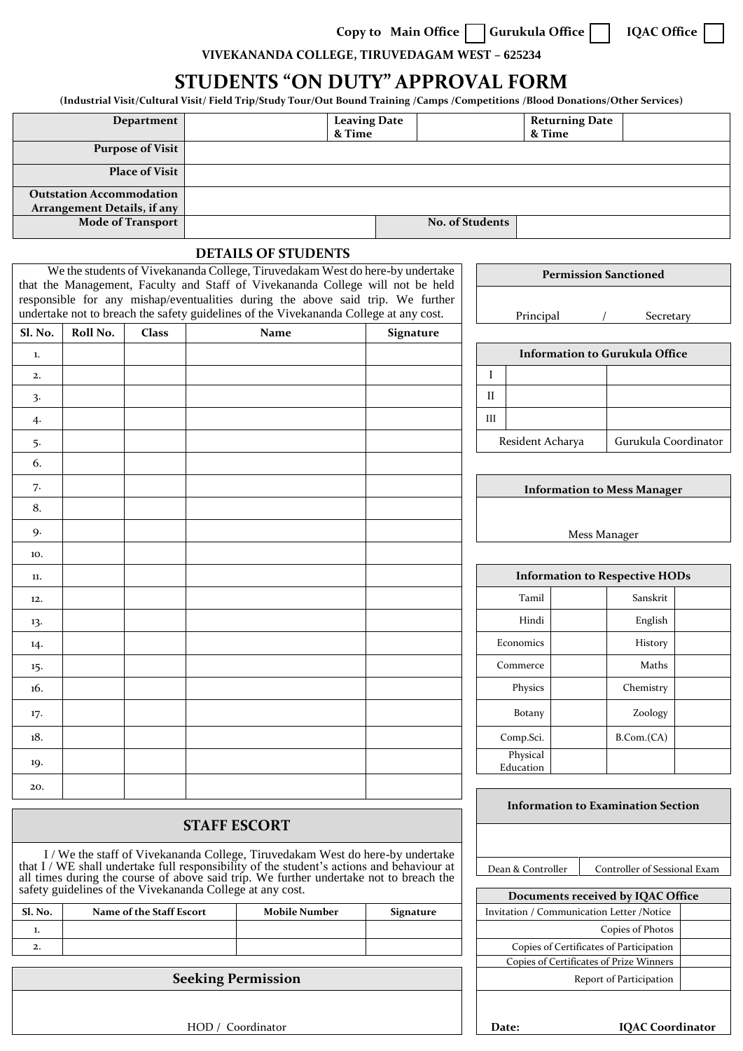Copy to Main Office ☐ Gurukula Office ☐ IQAC Office ☐

VIVEKANANDA COLLEGE, TIRUVEDAGAM WEST – 625234

# STUDENTS "ON DUTY" APPROVAL FORM

**(Industrial Visit/Cultural Visit/ Field Trip/Study Tour/Out Bound Training /Camps /Competitions /Blood Donations/Other Services)**

| **Department** | | **Leaving Date & Time** | | **Returning Date & Time** | |
|---|---|---|---|---|---|
| **Purpose of Visit** | | | | | |
| **Place of Visit** | | | | | |
| **Outstation Accommodation Arrangement Details, if any** | | | | | |
| **Mode of Transport** | | **No. of Students** | | | |

## DETAILS OF STUDENTS

We the students of Vivekananda College, Tiruvedakam West do here-by undertake that the Management, Faculty and Staff of Vivekananda College will not be held responsible for any mishap/eventualities during the above said trip. We further undertake not to breach the safety guidelines of the Vivekananda College at any cost.

| Sl. No. | Roll No. | Class | Name | Signature |
|---|---|---|---|---|
| 1. | | | | |
| 2. | | | | |
| 3. | | | | |
| 4. | | | | |
| 5. | | | | |
| 6. | | | | |
| 7. | | | | |
| 8. | | | | |
| 9. | | | | |
| 10. | | | | |
| 11. | | | | |
| 12. | | | | |
| 13. | | | | |
| 14. | | | | |
| 15. | | | | |
| 16. | | | | |
| 17. | | | | |
| 18. | | | | |
| 19. | | | | |
| 20. | | | | |

## STAFF ESCORT

I / We the staff of Vivekananda College, Tiruvedakam West do here-by undertake that I / WE shall undertake full responsibility of the student's actions and behaviour at all times during the course of above said trip. We further undertake not to breach the safety guidelines of the Vivekananda College at any cost.

| Sl. No. | Name of the Staff Escort | Mobile Number | Signature |
|---|---|---|---|
| 1. | | | |
| 2. | | | |

## Seeking Permission

HOD / Coordinator

| **Permission Sanctioned** |
|---|
| Principal / Secretary |

| **Information to Gurukula Office** | | |
|---|---|---|
| I | | |
| II | | |
| III | | |
| Resident Acharya | | Gurukula Coordinator |

| **Information to Mess Manager** |
|---|
| Mess Manager |

| **Information to Respective HODs** | | | |
|---|---|---|---|
| Tamil | | Sanskrit | |
| Hindi | | English | |
| Economics | | History | |
| Commerce | | Maths | |
| Physics | | Chemistry | |
| Botany | | Zoology | |
| Comp.Sci. | | B.Com.(CA) | |
| Physical Education | | | |

| **Information to Examination Section** | |
|---|---|
| Dean & Controller | Controller of Sessional Exam |

| **Documents received by IQAC Office** | |
|---|---|
| Invitation / Communication Letter /Notice | |
| Copies of Photos | |
| Copies of Certificates of Participation | |
| Copies of Certificates of Prize Winners | |
| Report of Participation | |

**Date:** **IQAC Coordinator**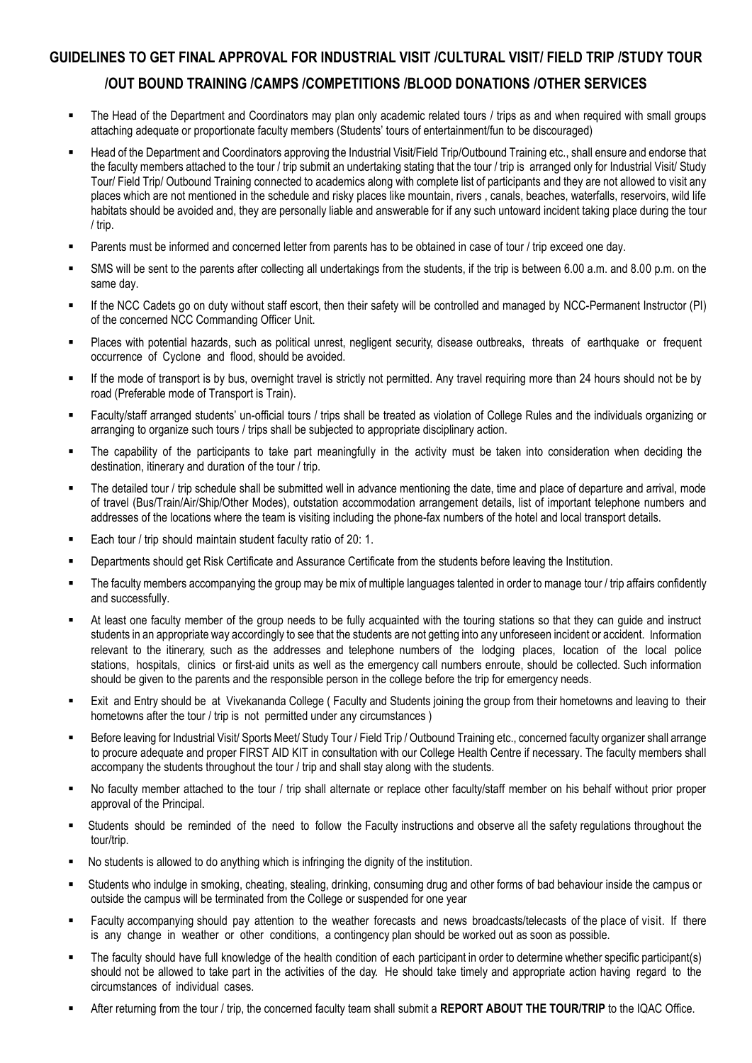# GUIDELINES TO GET FINAL APPROVAL FOR INDUSTRIAL VISIT /CULTURAL VISIT/ FIELD TRIP /STUDY TOUR /OUT BOUND TRAINING /CAMPS /COMPETITIONS /BLOOD DONATIONS /OTHER SERVICES

- The Head of the Department and Coordinators may plan only academic related tours / trips as and when required with small groups attaching adequate or proportionate faculty members (Students' tours of entertainment/fun to be discouraged)
- Head of the Department and Coordinators approving the Industrial Visit/Field Trip/Outbound Training etc., shall ensure and endorse that the faculty members attached to the tour / trip submit an undertaking stating that the tour / trip is arranged only for Industrial Visit/ Study Tour/ Field Trip/ Outbound Training connected to academics along with complete list of participants and they are not allowed to visit any places which are not mentioned in the schedule and risky places like mountain, rivers , canals, beaches, waterfalls, reservoirs, wild life habitats should be avoided and, they are personally liable and answerable for if any such untoward incident taking place during the tour / trip.
- Parents must be informed and concerned letter from parents has to be obtained in case of tour / trip exceed one day.
- SMS will be sent to the parents after collecting all undertakings from the students, if the trip is between 6.00 a.m. and 8.00 p.m. on the same day.
- If the NCC Cadets go on duty without staff escort, then their safety will be controlled and managed by NCC-Permanent Instructor (PI) of the concerned NCC Commanding Officer Unit.
- Places with potential hazards, such as political unrest, negligent security, disease outbreaks, threats of earthquake or frequent occurrence of Cyclone and flood, should be avoided.
- If the mode of transport is by bus, overnight travel is strictly not permitted. Any travel requiring more than 24 hours should not be by road (Preferable mode of Transport is Train).
- Faculty/staff arranged students' un-official tours / trips shall be treated as violation of College Rules and the individuals organizing or arranging to organize such tours / trips shall be subjected to appropriate disciplinary action.
- The capability of the participants to take part meaningfully in the activity must be taken into consideration when deciding the destination, itinerary and duration of the tour / trip.
- The detailed tour / trip schedule shall be submitted well in advance mentioning the date, time and place of departure and arrival, mode of travel (Bus/Train/Air/Ship/Other Modes), outstation accommodation arrangement details, list of important telephone numbers and addresses of the locations where the team is visiting including the phone-fax numbers of the hotel and local transport details.
- Each tour / trip should maintain student faculty ratio of 20: 1.
- Departments should get Risk Certificate and Assurance Certificate from the students before leaving the Institution.
- The faculty members accompanying the group may be mix of multiple languages talented in order to manage tour / trip affairs confidently and successfully.
- At least one faculty member of the group needs to be fully acquainted with the touring stations so that they can guide and instruct students in an appropriate way accordingly to see that the students are not getting into any unforeseen incident or accident. Information relevant to the itinerary, such as the addresses and telephone numbers of the lodging places, location of the local police stations, hospitals, clinics or first-aid units as well as the emergency call numbers enroute, should be collected. Such information should be given to the parents and the responsible person in the college before the trip for emergency needs.
- Exit and Entry should be at Vivekananda College ( Faculty and Students joining the group from their hometowns and leaving to their hometowns after the tour / trip is not permitted under any circumstances )
- Before leaving for Industrial Visit/ Sports Meet/ Study Tour / Field Trip / Outbound Training etc., concerned faculty organizer shall arrange to procure adequate and proper FIRST AID KIT in consultation with our College Health Centre if necessary. The faculty members shall accompany the students throughout the tour / trip and shall stay along with the students.
- No faculty member attached to the tour / trip shall alternate or replace other faculty/staff member on his behalf without prior proper approval of the Principal.
- Students should be reminded of the need to follow the Faculty instructions and observe all the safety regulations throughout the tour/trip.
- No students is allowed to do anything which is infringing the dignity of the institution.
- Students who indulge in smoking, cheating, stealing, drinking, consuming drug and other forms of bad behaviour inside the campus or outside the campus will be terminated from the College or suspended for one year
- Faculty accompanying should pay attention to the weather forecasts and news broadcasts/telecasts of the place of visit. If there is any change in weather or other conditions, a contingency plan should be worked out as soon as possible.
- The faculty should have full knowledge of the health condition of each participant in order to determine whether specific participant(s) should not be allowed to take part in the activities of the day. He should take timely and appropriate action having regard to the circumstances of individual cases.
- After returning from the tour / trip, the concerned faculty team shall submit a **REPORT ABOUT THE TOUR/TRIP** to the IQAC Office.